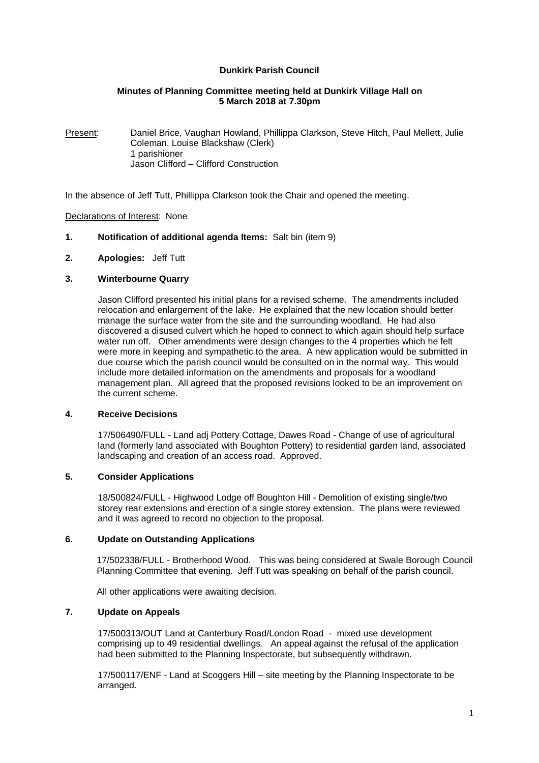**Dunkirk Parish Council**

**Minutes of Planning Committee meeting held at Dunkirk Village Hall on 5 March 2018 at 7.30pm**

Present: Daniel Brice, Vaughan Howland, Phillippa Clarkson, Steve Hitch, Paul Mellett, Julie Coleman, Louise Blackshaw (Clerk)
1 parishioner
Jason Clifford – Clifford Construction

In the absence of Jeff Tutt, Phillippa Clarkson took the Chair and opened the meeting.

Declarations of Interest: None

**1. Notification of additional agenda Items:** Salt bin (item 9)

**2. Apologies:** Jeff Tutt

**3. Winterbourne Quarry**

Jason Clifford presented his initial plans for a revised scheme. The amendments included relocation and enlargement of the lake. He explained that the new location should better manage the surface water from the site and the surrounding woodland. He had also discovered a disused culvert which he hoped to connect to which again should help surface water run off. Other amendments were design changes to the 4 properties which he felt were more in keeping and sympathetic to the area. A new application would be submitted in due course which the parish council would be consulted on in the normal way. This would include more detailed information on the amendments and proposals for a woodland management plan. All agreed that the proposed revisions looked to be an improvement on the current scheme.

**4. Receive Decisions**

17/506490/FULL - Land adj Pottery Cottage, Dawes Road - Change of use of agricultural land (formerly land associated with Boughton Pottery) to residential garden land, associated landscaping and creation of an access road. Approved.

**5. Consider Applications**

18/500824/FULL - Highwood Lodge off Boughton Hill - Demolition of existing single/two storey rear extensions and erection of a single storey extension. The plans were reviewed and it was agreed to record no objection to the proposal.

**6. Update on Outstanding Applications**

17/502338/FULL - Brotherhood Wood. This was being considered at Swale Borough Council Planning Committee that evening. Jeff Tutt was speaking on behalf of the parish council.

All other applications were awaiting decision.

**7. Update on Appeals**

17/500313/OUT Land at Canterbury Road/London Road - mixed use development comprising up to 49 residential dwellings. An appeal against the refusal of the application had been submitted to the Planning Inspectorate, but subsequently withdrawn.

17/500117/ENF - Land at Scoggers Hill – site meeting by the Planning Inspectorate to be arranged.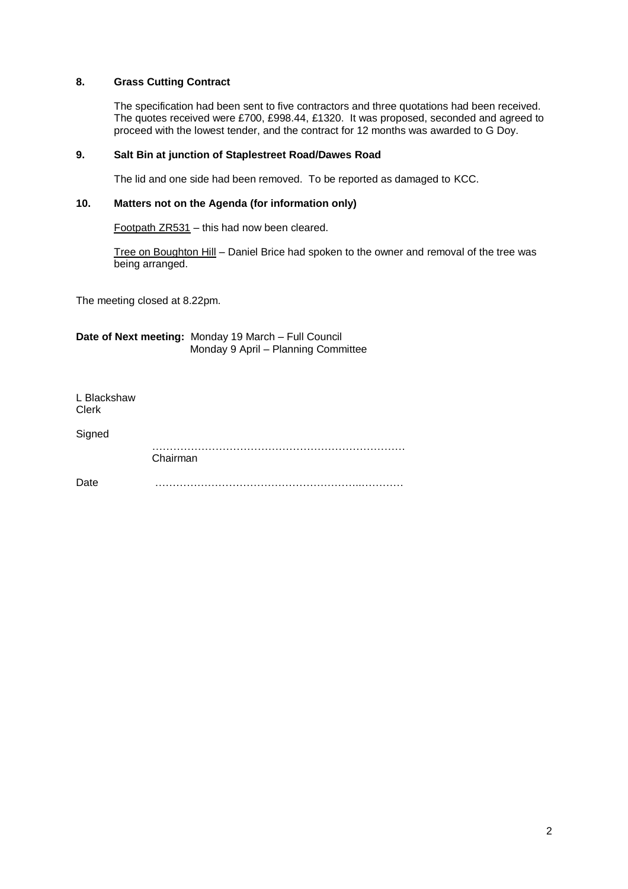### 8. Grass Cutting Contract

The specification had been sent to five contractors and three quotations had been received. The quotes received were £700, £998.44, £1320. It was proposed, seconded and agreed to proceed with the lowest tender, and the contract for 12 months was awarded to G Doy.

### 9. Salt Bin at junction of Staplestreet Road/Dawes Road

The lid and one side had been removed. To be reported as damaged to KCC.

### 10. Matters not on the Agenda (for information only)

Footpath ZR531 – this had now been cleared.

Tree on Boughton Hill – Daniel Brice had spoken to the owner and removal of the tree was being arranged.

The meeting closed at 8.22pm.

**Date of Next meeting:** Monday 19 March – Full Council
Monday 9 April – Planning Committee

L Blackshaw
Clerk

Signed

……………………………………………………………
Chairman

Date ……………………………………………………..…………